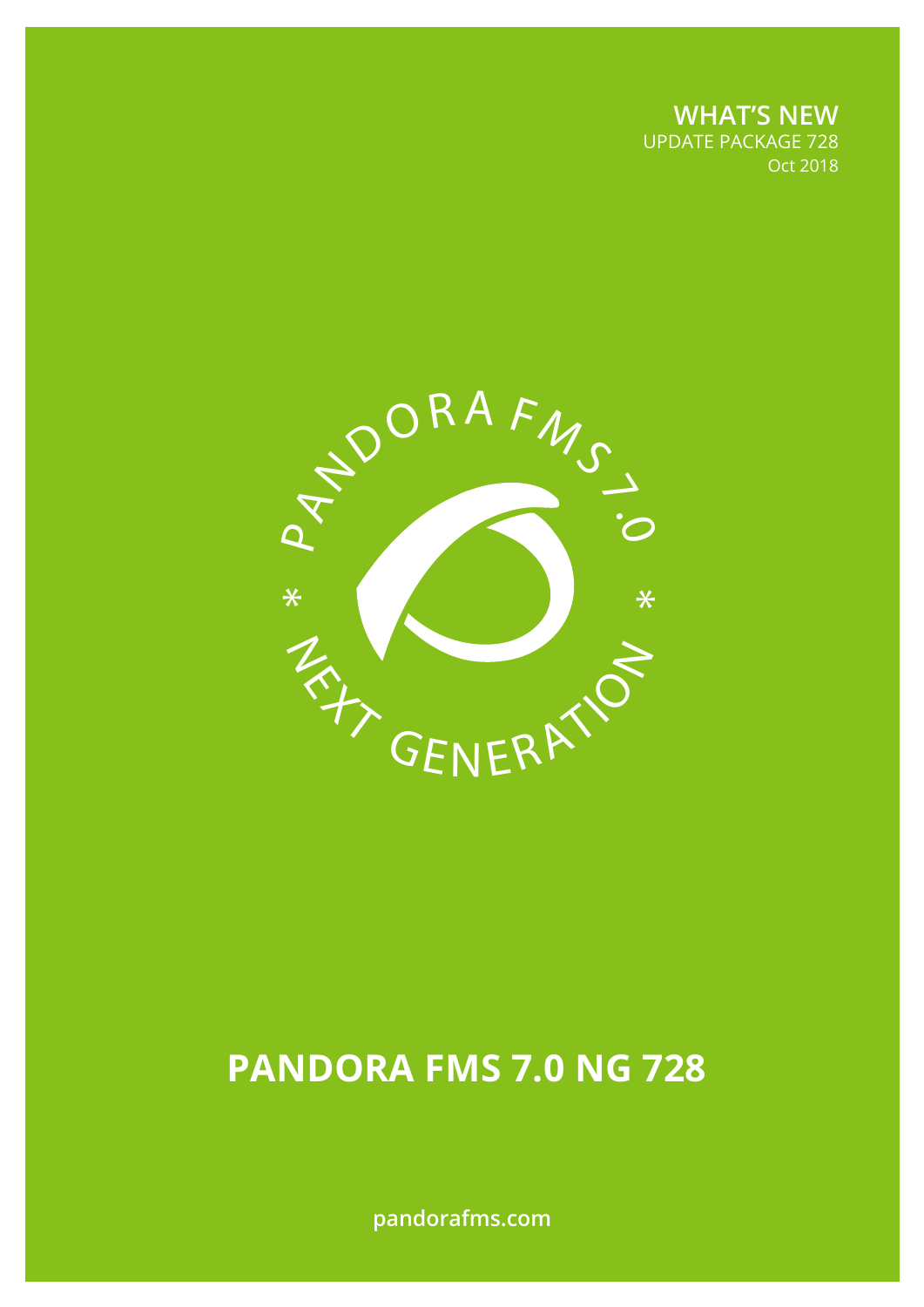**WHAT'S NEW**
UPDATE PACKAGE 728
Oct 2018

PANDORA FMS 7.0

* NEXT GENERATION *

# PANDORA FMS 7.0 NG 728

pandorafms.com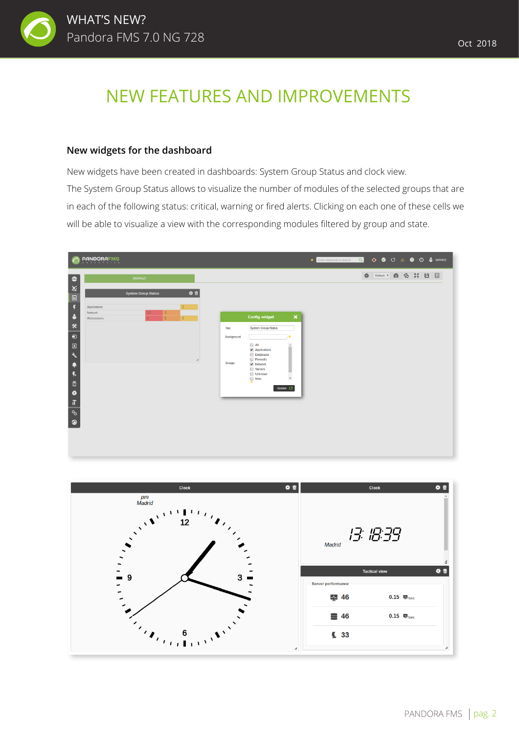# NEW FEATURES AND IMPROVEMENTS

### New widgets for the dashboard

New widgets have been created in dashboards: System Group Status and clock view.

The System Group Status allows to visualize the number of modules of the selected groups that are in each of the following status: critical, warning or fired alerts. Clicking on each one of these cells we will be able to visualize a view with the corresponding modules filtered by group and state.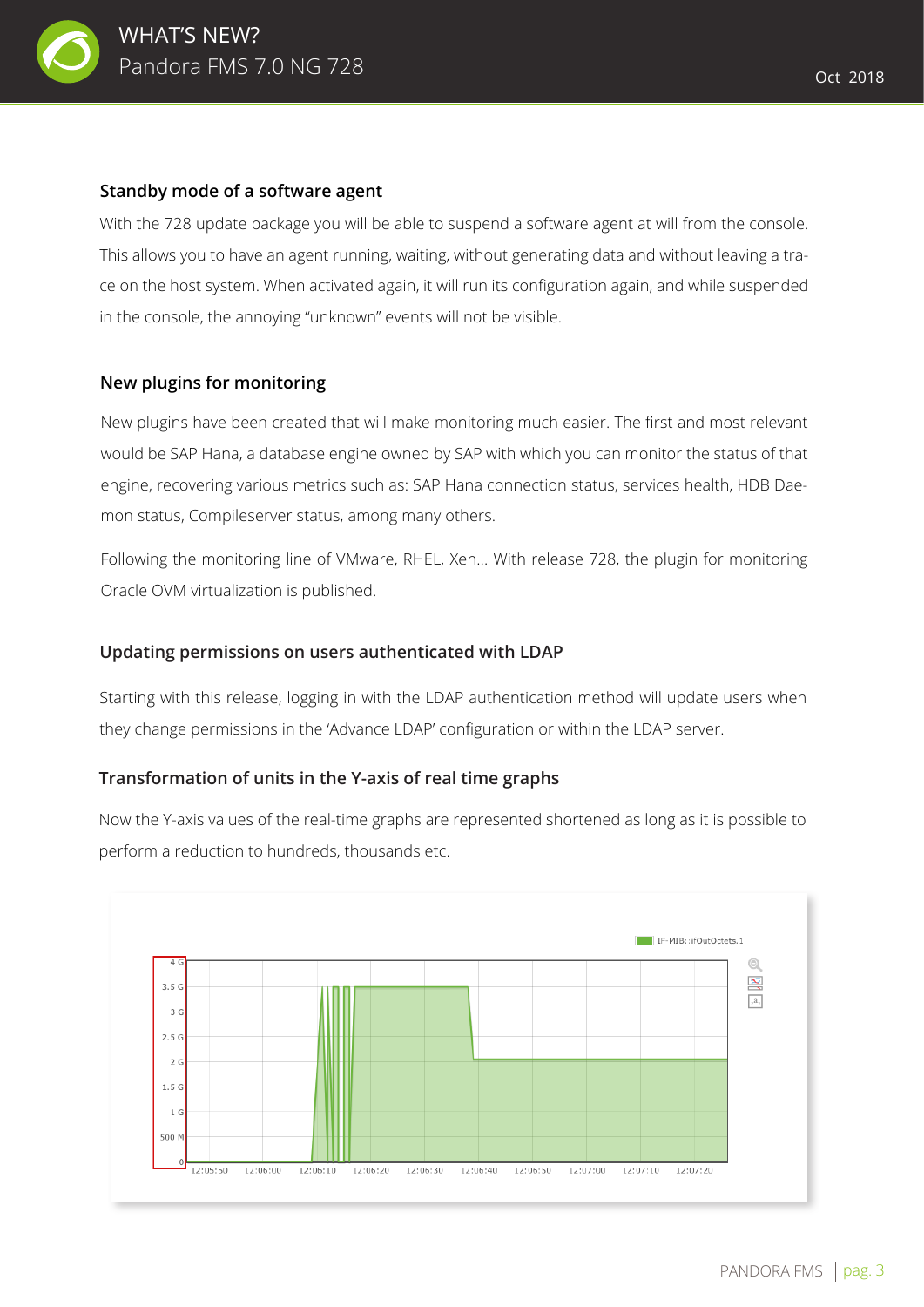### Standby mode of a software agent

With the 728 update package you will be able to suspend a software agent at will from the console. This allows you to have an agent running, waiting, without generating data and without leaving a trace on the host system. When activated again, it will run its configuration again, and while suspended in the console, the annoying "unknown" events will not be visible.

### New plugins for monitoring

New plugins have been created that will make monitoring much easier. The first and most relevant would be SAP Hana, a database engine owned by SAP with which you can monitor the status of that engine, recovering various metrics such as: SAP Hana connection status, services health, HDB Daemon status, Compileserver status, among many others.

Following the monitoring line of VMware, RHEL, Xen... With release 728, the plugin for monitoring Oracle OVM virtualization is published.

### Updating permissions on users authenticated with LDAP

Starting with this release, logging in with the LDAP authentication method will update users when they change permissions in the 'Advance LDAP' configuration or within the LDAP server.

### Transformation of units in the Y-axis of real time graphs

Now the Y-axis values of the real-time graphs are represented shortened as long as it is possible to perform a reduction to hundreds, thousands etc.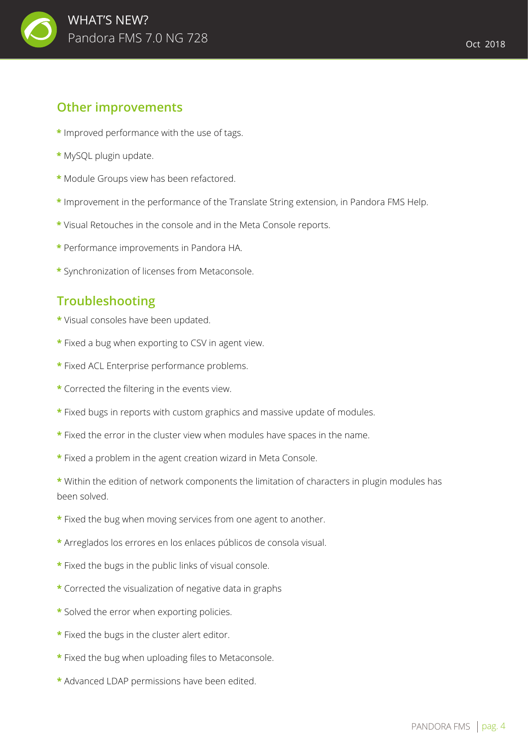## Other improvements

* Improved performance with the use of tags.

* MySQL plugin update.

* Module Groups view has been refactored.

* Improvement in the performance of the Translate String extension, in Pandora FMS Help.

* Visual Retouches in the console and in the Meta Console reports.

* Performance improvements in Pandora HA.

* Synchronization of licenses from Metaconsole.

## Troubleshooting

* Visual consoles have been updated.

* Fixed a bug when exporting to CSV in agent view.

* Fixed ACL Enterprise performance problems.

* Corrected the filtering in the events view.

* Fixed bugs in reports with custom graphics and massive update of modules.

* Fixed the error in the cluster view when modules have spaces in the name.

* Fixed a problem in the agent creation wizard in Meta Console.

* Within the edition of network components the limitation of characters in plugin modules has been solved.

* Fixed the bug when moving services from one agent to another.

* Arreglados los errores en los enlaces públicos de consola visual.

* Fixed the bugs in the public links of visual console.

* Corrected the visualization of negative data in graphs

* Solved the error when exporting policies.

* Fixed the bugs in the cluster alert editor.

* Fixed the bug when uploading files to Metaconsole.

* Advanced LDAP permissions have been edited.